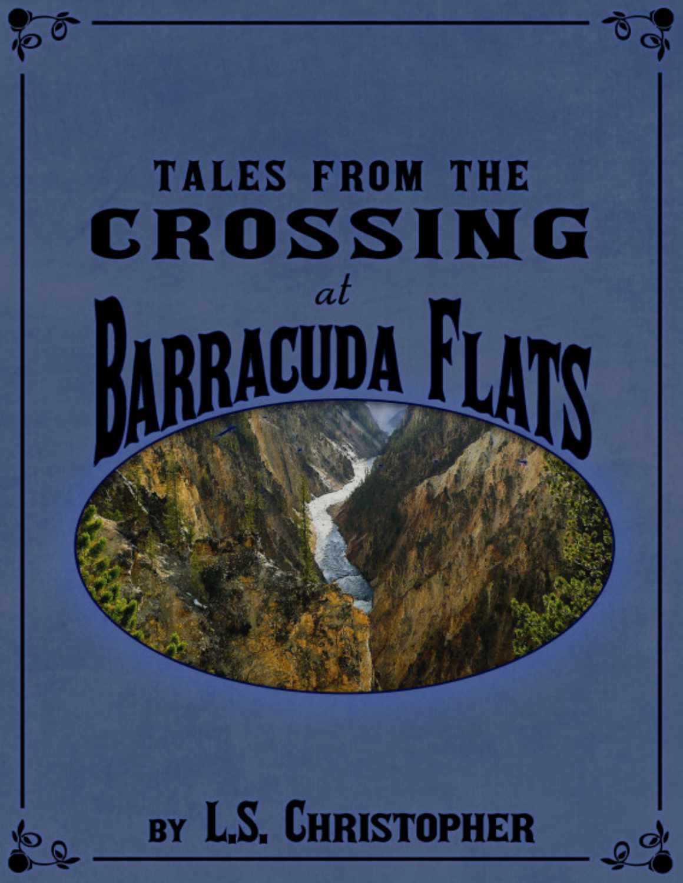# TALES FROM THE CROSSING *at* BARRACUDA FLATS

BY L.S. CHRISTOPHER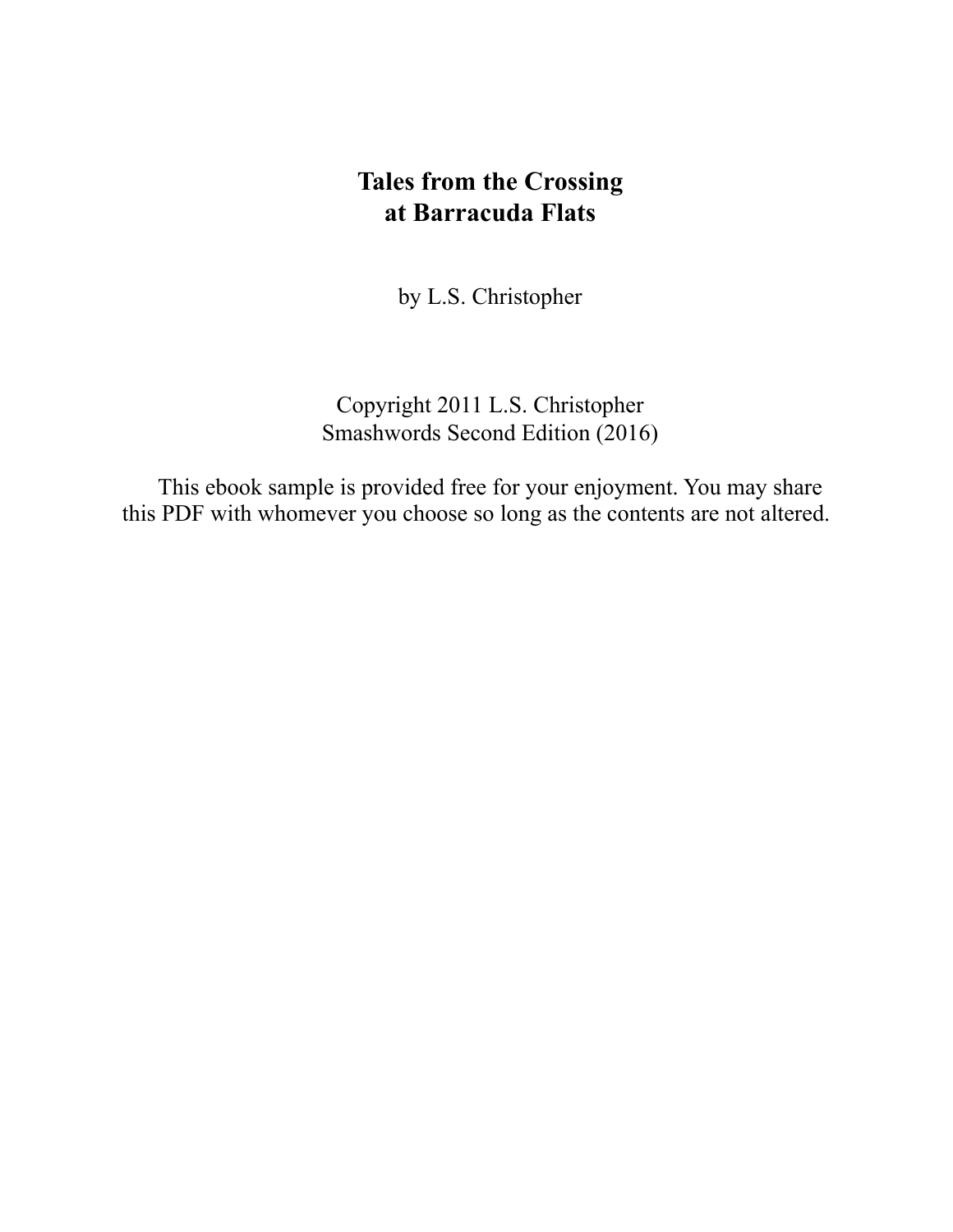# Tales from the Crossing at Barracuda Flats

by L.S. Christopher

Copyright 2011 L.S. Christopher
Smashwords Second Edition (2016)

This ebook sample is provided free for your enjoyment. You may share this PDF with whomever you choose so long as the contents are not altered.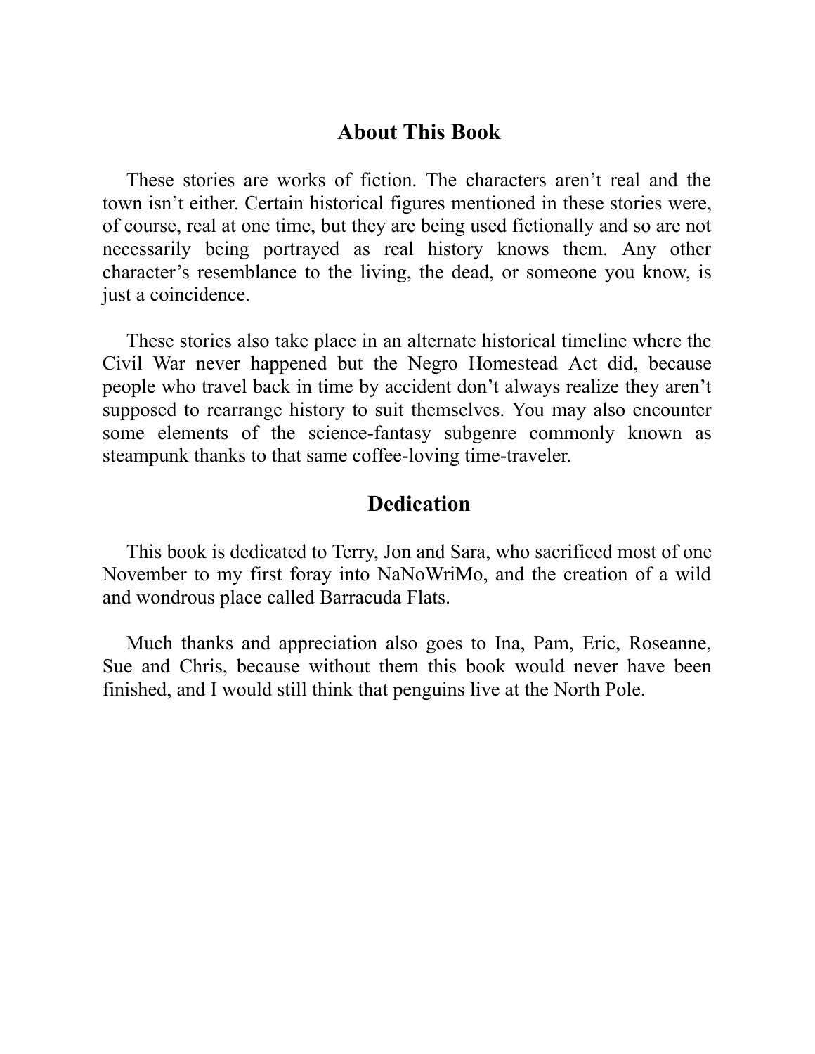## About This Book

These stories are works of fiction. The characters aren't real and the town isn't either. Certain historical figures mentioned in these stories were, of course, real at one time, but they are being used fictionally and so are not necessarily being portrayed as real history knows them. Any other character's resemblance to the living, the dead, or someone you know, is just a coincidence.

These stories also take place in an alternate historical timeline where the Civil War never happened but the Negro Homestead Act did, because people who travel back in time by accident don't always realize they aren't supposed to rearrange history to suit themselves. You may also encounter some elements of the science-fantasy subgenre commonly known as steampunk thanks to that same coffee-loving time-traveler.

## Dedication

This book is dedicated to Terry, Jon and Sara, who sacrificed most of one November to my first foray into NaNoWriMo, and the creation of a wild and wondrous place called Barracuda Flats.

Much thanks and appreciation also goes to Ina, Pam, Eric, Roseanne, Sue and Chris, because without them this book would never have been finished, and I would still think that penguins live at the North Pole.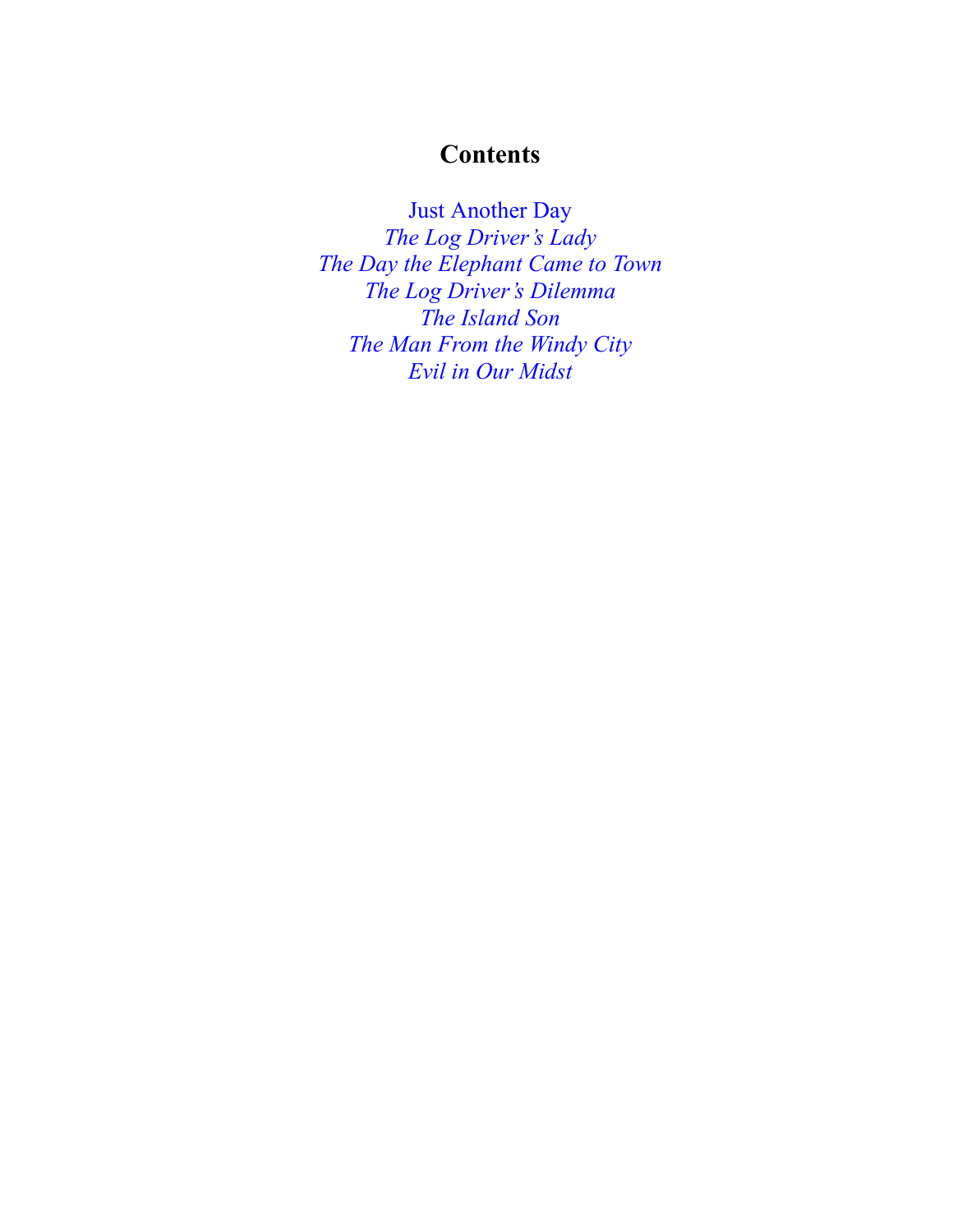# Contents

Just Another Day

*The Log Driver's Lady*

*The Day the Elephant Came to Town*

*The Log Driver's Dilemma*

*The Island Son*

*The Man From the Windy City*

*Evil in Our Midst*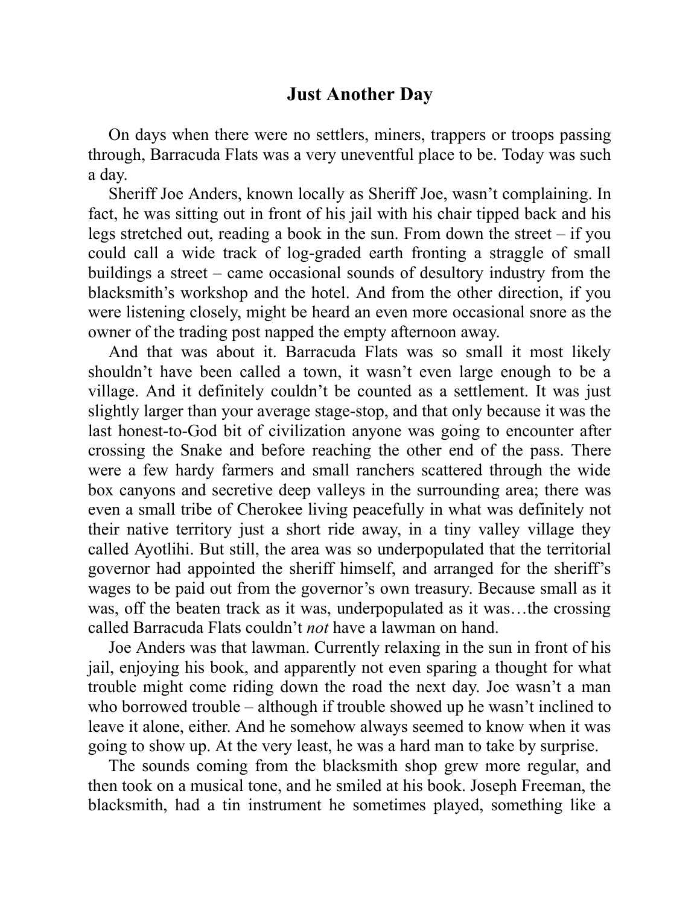# Just Another Day

On days when there were no settlers, miners, trappers or troops passing through, Barracuda Flats was a very uneventful place to be. Today was such a day.

Sheriff Joe Anders, known locally as Sheriff Joe, wasn't complaining. In fact, he was sitting out in front of his jail with his chair tipped back and his legs stretched out, reading a book in the sun. From down the street – if you could call a wide track of log-graded earth fronting a straggle of small buildings a street – came occasional sounds of desultory industry from the blacksmith's workshop and the hotel. And from the other direction, if you were listening closely, might be heard an even more occasional snore as the owner of the trading post napped the empty afternoon away.

And that was about it. Barracuda Flats was so small it most likely shouldn't have been called a town, it wasn't even large enough to be a village. And it definitely couldn't be counted as a settlement. It was just slightly larger than your average stage-stop, and that only because it was the last honest-to-God bit of civilization anyone was going to encounter after crossing the Snake and before reaching the other end of the pass. There were a few hardy farmers and small ranchers scattered through the wide box canyons and secretive deep valleys in the surrounding area; there was even a small tribe of Cherokee living peacefully in what was definitely not their native territory just a short ride away, in a tiny valley village they called Ayotlihi. But still, the area was so underpopulated that the territorial governor had appointed the sheriff himself, and arranged for the sheriff's wages to be paid out from the governor's own treasury. Because small as it was, off the beaten track as it was, underpopulated as it was…the crossing called Barracuda Flats couldn't *not* have a lawman on hand.

Joe Anders was that lawman. Currently relaxing in the sun in front of his jail, enjoying his book, and apparently not even sparing a thought for what trouble might come riding down the road the next day. Joe wasn't a man who borrowed trouble – although if trouble showed up he wasn't inclined to leave it alone, either. And he somehow always seemed to know when it was going to show up. At the very least, he was a hard man to take by surprise.

The sounds coming from the blacksmith shop grew more regular, and then took on a musical tone, and he smiled at his book. Joseph Freeman, the blacksmith, had a tin instrument he sometimes played, something like a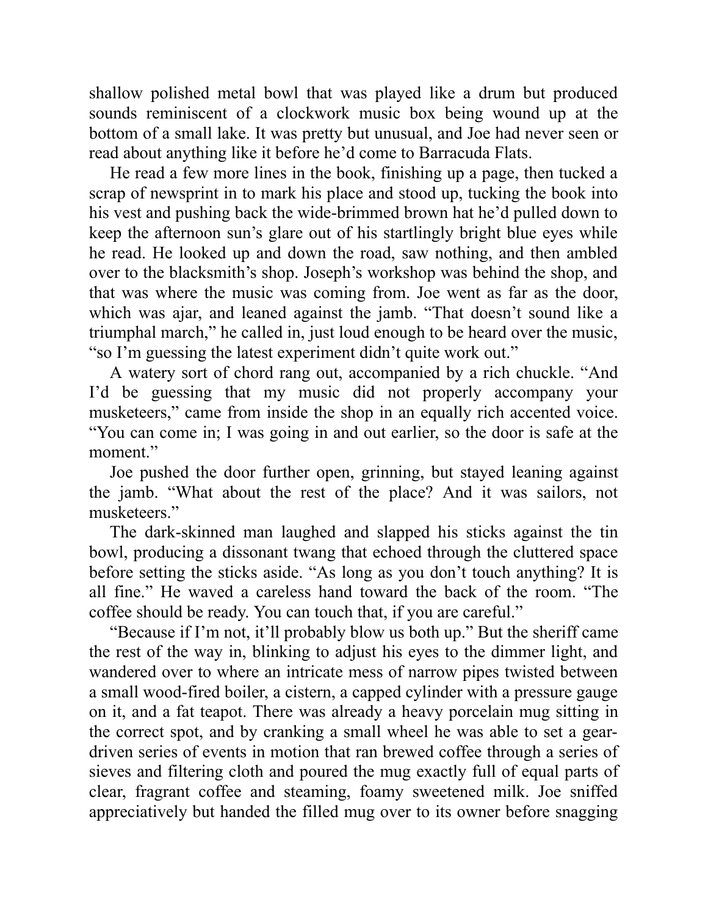shallow polished metal bowl that was played like a drum but produced sounds reminiscent of a clockwork music box being wound up at the bottom of a small lake. It was pretty but unusual, and Joe had never seen or read about anything like it before he'd come to Barracuda Flats.

He read a few more lines in the book, finishing up a page, then tucked a scrap of newsprint in to mark his place and stood up, tucking the book into his vest and pushing back the wide-brimmed brown hat he'd pulled down to keep the afternoon sun's glare out of his startlingly bright blue eyes while he read. He looked up and down the road, saw nothing, and then ambled over to the blacksmith's shop. Joseph's workshop was behind the shop, and that was where the music was coming from. Joe went as far as the door, which was ajar, and leaned against the jamb. "That doesn't sound like a triumphal march," he called in, just loud enough to be heard over the music, "so I'm guessing the latest experiment didn't quite work out."

A watery sort of chord rang out, accompanied by a rich chuckle. "And I'd be guessing that my music did not properly accompany your musketeers," came from inside the shop in an equally rich accented voice. "You can come in; I was going in and out earlier, so the door is safe at the moment."

Joe pushed the door further open, grinning, but stayed leaning against the jamb. "What about the rest of the place? And it was sailors, not musketeers."

The dark-skinned man laughed and slapped his sticks against the tin bowl, producing a dissonant twang that echoed through the cluttered space before setting the sticks aside. "As long as you don't touch anything? It is all fine." He waved a careless hand toward the back of the room. "The coffee should be ready. You can touch that, if you are careful."

"Because if I'm not, it'll probably blow us both up." But the sheriff came the rest of the way in, blinking to adjust his eyes to the dimmer light, and wandered over to where an intricate mess of narrow pipes twisted between a small wood-fired boiler, a cistern, a capped cylinder with a pressure gauge on it, and a fat teapot. There was already a heavy porcelain mug sitting in the correct spot, and by cranking a small wheel he was able to set a gear-driven series of events in motion that ran brewed coffee through a series of sieves and filtering cloth and poured the mug exactly full of equal parts of clear, fragrant coffee and steaming, foamy sweetened milk. Joe sniffed appreciatively but handed the filled mug over to its owner before snagging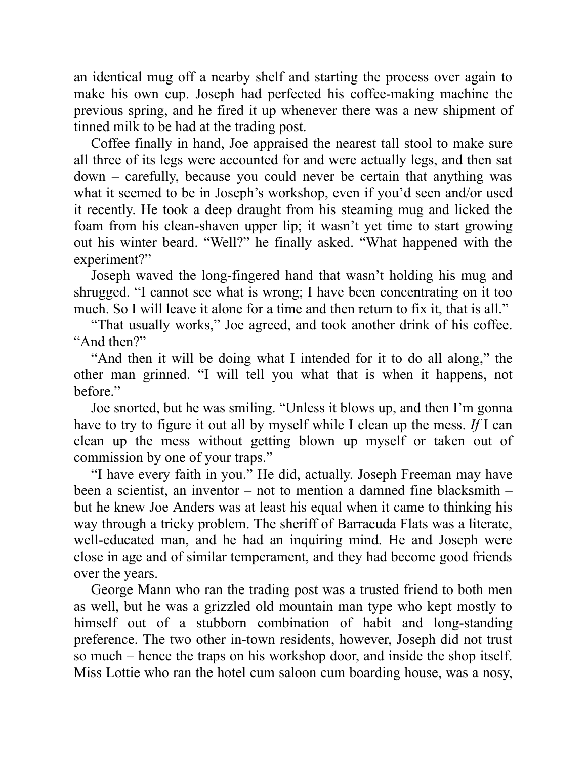an identical mug off a nearby shelf and starting the process over again to make his own cup. Joseph had perfected his coffee-making machine the previous spring, and he fired it up whenever there was a new shipment of tinned milk to be had at the trading post.

Coffee finally in hand, Joe appraised the nearest tall stool to make sure all three of its legs were accounted for and were actually legs, and then sat down – carefully, because you could never be certain that anything was what it seemed to be in Joseph's workshop, even if you'd seen and/or used it recently. He took a deep draught from his steaming mug and licked the foam from his clean-shaven upper lip; it wasn't yet time to start growing out his winter beard. "Well?" he finally asked. "What happened with the experiment?"

Joseph waved the long-fingered hand that wasn't holding his mug and shrugged. "I cannot see what is wrong; I have been concentrating on it too much. So I will leave it alone for a time and then return to fix it, that is all."

"That usually works," Joe agreed, and took another drink of his coffee. "And then?"

"And then it will be doing what I intended for it to do all along," the other man grinned. "I will tell you what that is when it happens, not before."

Joe snorted, but he was smiling. "Unless it blows up, and then I'm gonna have to try to figure it out all by myself while I clean up the mess. *If* I can clean up the mess without getting blown up myself or taken out of commission by one of your traps."

"I have every faith in you." He did, actually. Joseph Freeman may have been a scientist, an inventor – not to mention a damned fine blacksmith – but he knew Joe Anders was at least his equal when it came to thinking his way through a tricky problem. The sheriff of Barracuda Flats was a literate, well-educated man, and he had an inquiring mind. He and Joseph were close in age and of similar temperament, and they had become good friends over the years.

George Mann who ran the trading post was a trusted friend to both men as well, but he was a grizzled old mountain man type who kept mostly to himself out of a stubborn combination of habit and long-standing preference. The two other in-town residents, however, Joseph did not trust so much – hence the traps on his workshop door, and inside the shop itself. Miss Lottie who ran the hotel cum saloon cum boarding house, was a nosy,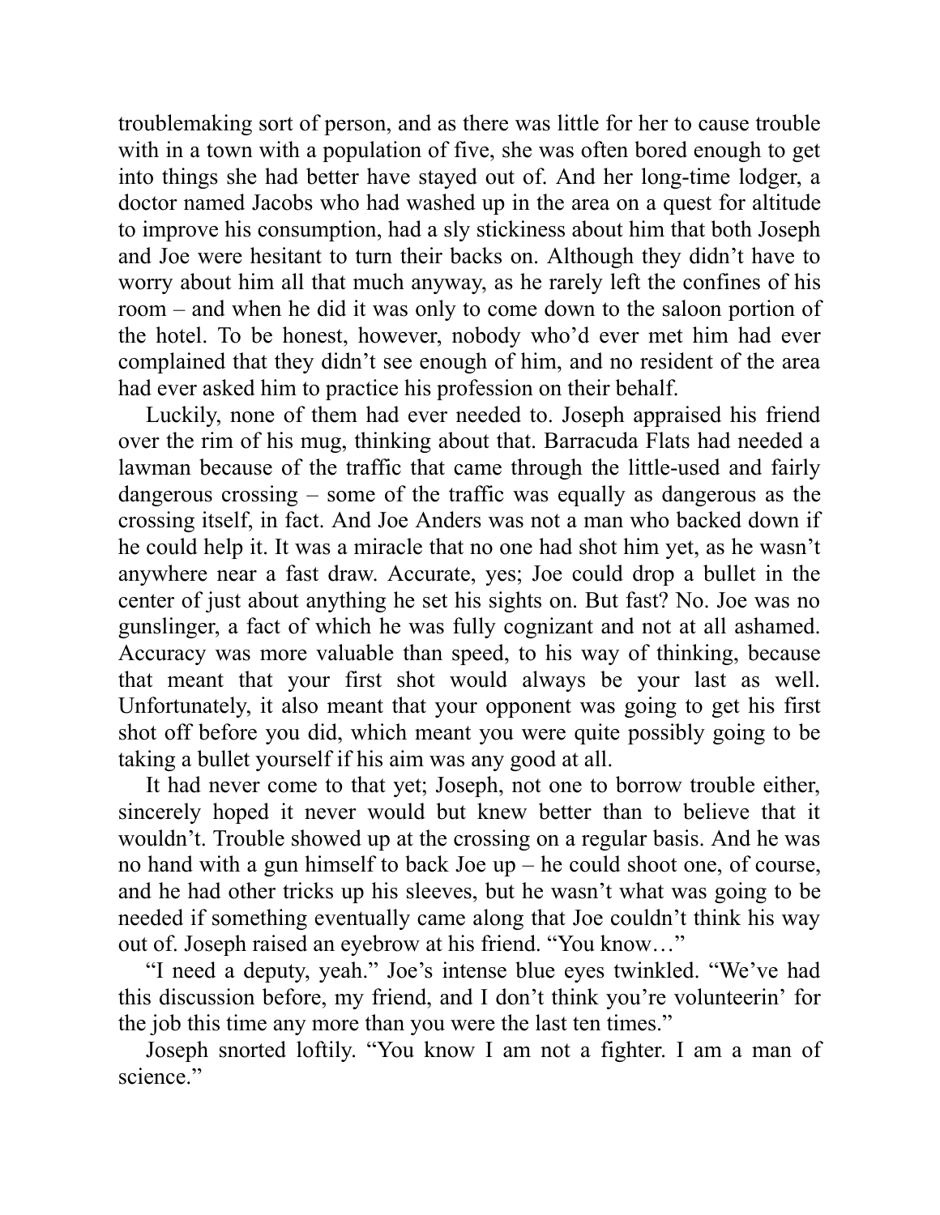troublemaking sort of person, and as there was little for her to cause trouble with in a town with a population of five, she was often bored enough to get into things she had better have stayed out of. And her long-time lodger, a doctor named Jacobs who had washed up in the area on a quest for altitude to improve his consumption, had a sly stickiness about him that both Joseph and Joe were hesitant to turn their backs on. Although they didn't have to worry about him all that much anyway, as he rarely left the confines of his room – and when he did it was only to come down to the saloon portion of the hotel. To be honest, however, nobody who'd ever met him had ever complained that they didn't see enough of him, and no resident of the area had ever asked him to practice his profession on their behalf.

Luckily, none of them had ever needed to. Joseph appraised his friend over the rim of his mug, thinking about that. Barracuda Flats had needed a lawman because of the traffic that came through the little-used and fairly dangerous crossing – some of the traffic was equally as dangerous as the crossing itself, in fact. And Joe Anders was not a man who backed down if he could help it. It was a miracle that no one had shot him yet, as he wasn't anywhere near a fast draw. Accurate, yes; Joe could drop a bullet in the center of just about anything he set his sights on. But fast? No. Joe was no gunslinger, a fact of which he was fully cognizant and not at all ashamed. Accuracy was more valuable than speed, to his way of thinking, because that meant that your first shot would always be your last as well. Unfortunately, it also meant that your opponent was going to get his first shot off before you did, which meant you were quite possibly going to be taking a bullet yourself if his aim was any good at all.

It had never come to that yet; Joseph, not one to borrow trouble either, sincerely hoped it never would but knew better than to believe that it wouldn't. Trouble showed up at the crossing on a regular basis. And he was no hand with a gun himself to back Joe up – he could shoot one, of course, and he had other tricks up his sleeves, but he wasn't what was going to be needed if something eventually came along that Joe couldn't think his way out of. Joseph raised an eyebrow at his friend. "You know…"

"I need a deputy, yeah." Joe's intense blue eyes twinkled. "We've had this discussion before, my friend, and I don't think you're volunteerin' for the job this time any more than you were the last ten times."

Joseph snorted loftily. "You know I am not a fighter. I am a man of science."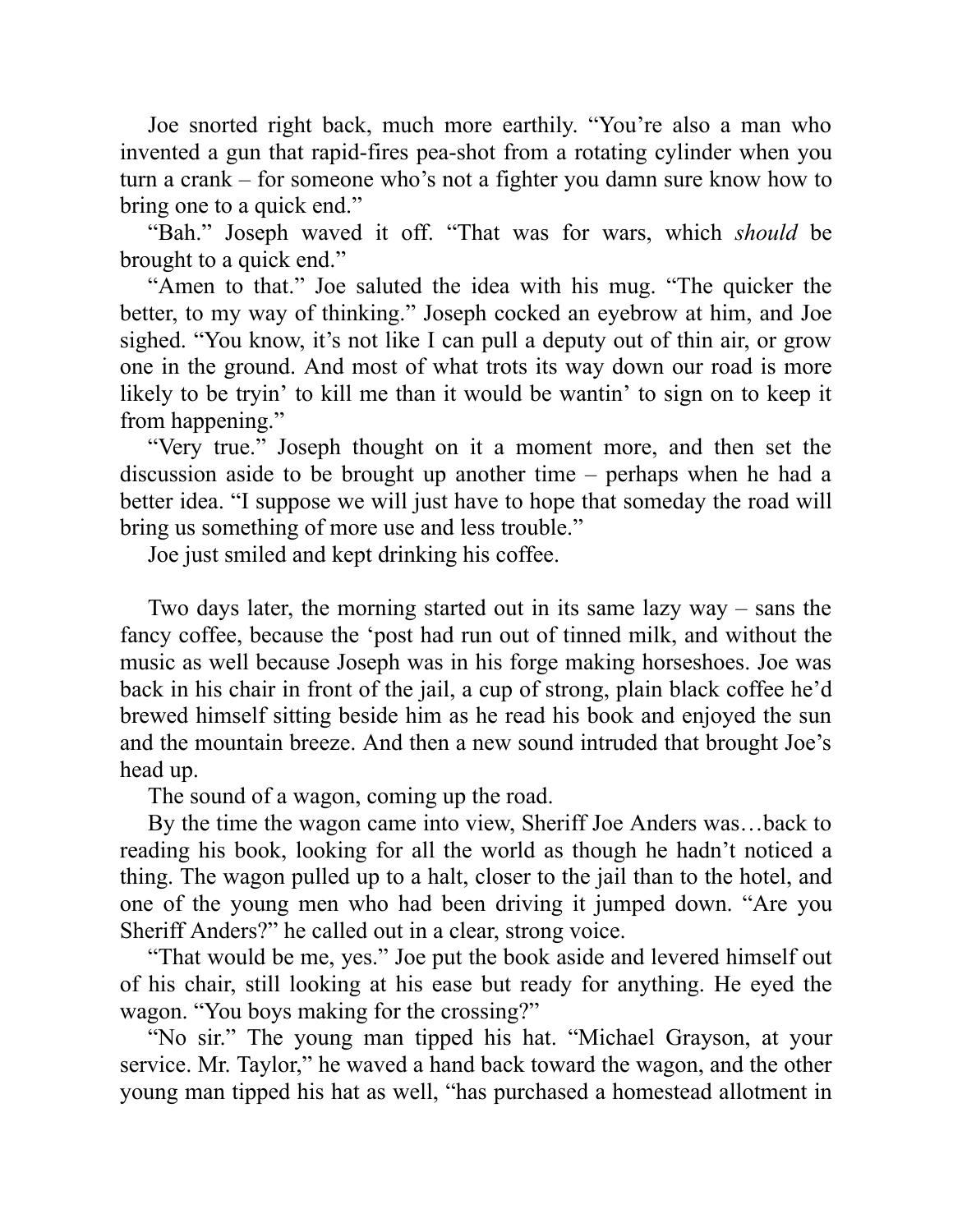Joe snorted right back, much more earthily. "You're also a man who invented a gun that rapid-fires pea-shot from a rotating cylinder when you turn a crank – for someone who's not a fighter you damn sure know how to bring one to a quick end."

"Bah." Joseph waved it off. "That was for wars, which *should* be brought to a quick end."

"Amen to that." Joe saluted the idea with his mug. "The quicker the better, to my way of thinking." Joseph cocked an eyebrow at him, and Joe sighed. "You know, it's not like I can pull a deputy out of thin air, or grow one in the ground. And most of what trots its way down our road is more likely to be tryin' to kill me than it would be wantin' to sign on to keep it from happening."

"Very true." Joseph thought on it a moment more, and then set the discussion aside to be brought up another time – perhaps when he had a better idea. "I suppose we will just have to hope that someday the road will bring us something of more use and less trouble."

Joe just smiled and kept drinking his coffee.

Two days later, the morning started out in its same lazy way – sans the fancy coffee, because the 'post had run out of tinned milk, and without the music as well because Joseph was in his forge making horseshoes. Joe was back in his chair in front of the jail, a cup of strong, plain black coffee he'd brewed himself sitting beside him as he read his book and enjoyed the sun and the mountain breeze. And then a new sound intruded that brought Joe's head up.

The sound of a wagon, coming up the road.

By the time the wagon came into view, Sheriff Joe Anders was…back to reading his book, looking for all the world as though he hadn't noticed a thing. The wagon pulled up to a halt, closer to the jail than to the hotel, and one of the young men who had been driving it jumped down. "Are you Sheriff Anders?" he called out in a clear, strong voice.

"That would be me, yes." Joe put the book aside and levered himself out of his chair, still looking at his ease but ready for anything. He eyed the wagon. "You boys making for the crossing?"

"No sir." The young man tipped his hat. "Michael Grayson, at your service. Mr. Taylor," he waved a hand back toward the wagon, and the other young man tipped his hat as well, "has purchased a homestead allotment in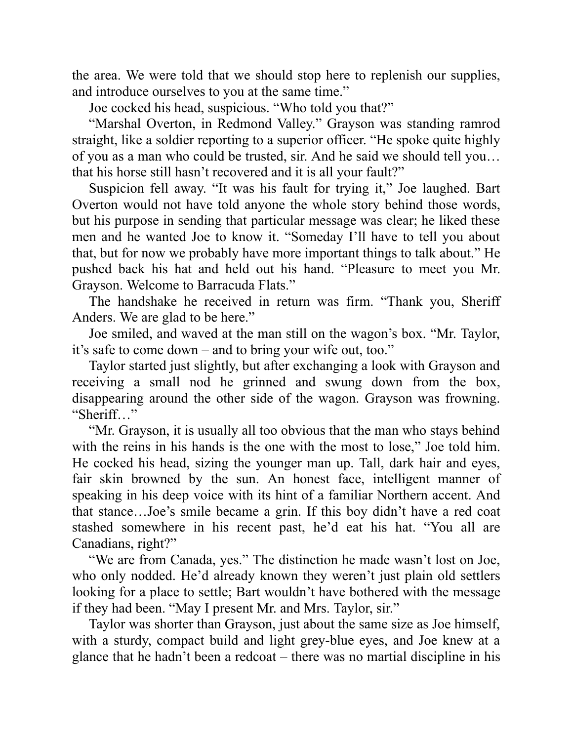the area. We were told that we should stop here to replenish our supplies, and introduce ourselves to you at the same time."

Joe cocked his head, suspicious. "Who told you that?"

"Marshal Overton, in Redmond Valley." Grayson was standing ramrod straight, like a soldier reporting to a superior officer. "He spoke quite highly of you as a man who could be trusted, sir. And he said we should tell you… that his horse still hasn't recovered and it is all your fault?"

Suspicion fell away. "It was his fault for trying it," Joe laughed. Bart Overton would not have told anyone the whole story behind those words, but his purpose in sending that particular message was clear; he liked these men and he wanted Joe to know it. "Someday I'll have to tell you about that, but for now we probably have more important things to talk about." He pushed back his hat and held out his hand. "Pleasure to meet you Mr. Grayson. Welcome to Barracuda Flats."

The handshake he received in return was firm. "Thank you, Sheriff Anders. We are glad to be here."

Joe smiled, and waved at the man still on the wagon's box. "Mr. Taylor, it's safe to come down – and to bring your wife out, too."

Taylor started just slightly, but after exchanging a look with Grayson and receiving a small nod he grinned and swung down from the box, disappearing around the other side of the wagon. Grayson was frowning. "Sheriff…"

"Mr. Grayson, it is usually all too obvious that the man who stays behind with the reins in his hands is the one with the most to lose," Joe told him. He cocked his head, sizing the younger man up. Tall, dark hair and eyes, fair skin browned by the sun. An honest face, intelligent manner of speaking in his deep voice with its hint of a familiar Northern accent. And that stance…Joe's smile became a grin. If this boy didn't have a red coat stashed somewhere in his recent past, he'd eat his hat. "You all are Canadians, right?"

"We are from Canada, yes." The distinction he made wasn't lost on Joe, who only nodded. He'd already known they weren't just plain old settlers looking for a place to settle; Bart wouldn't have bothered with the message if they had been. "May I present Mr. and Mrs. Taylor, sir."

Taylor was shorter than Grayson, just about the same size as Joe himself, with a sturdy, compact build and light grey-blue eyes, and Joe knew at a glance that he hadn't been a redcoat – there was no martial discipline in his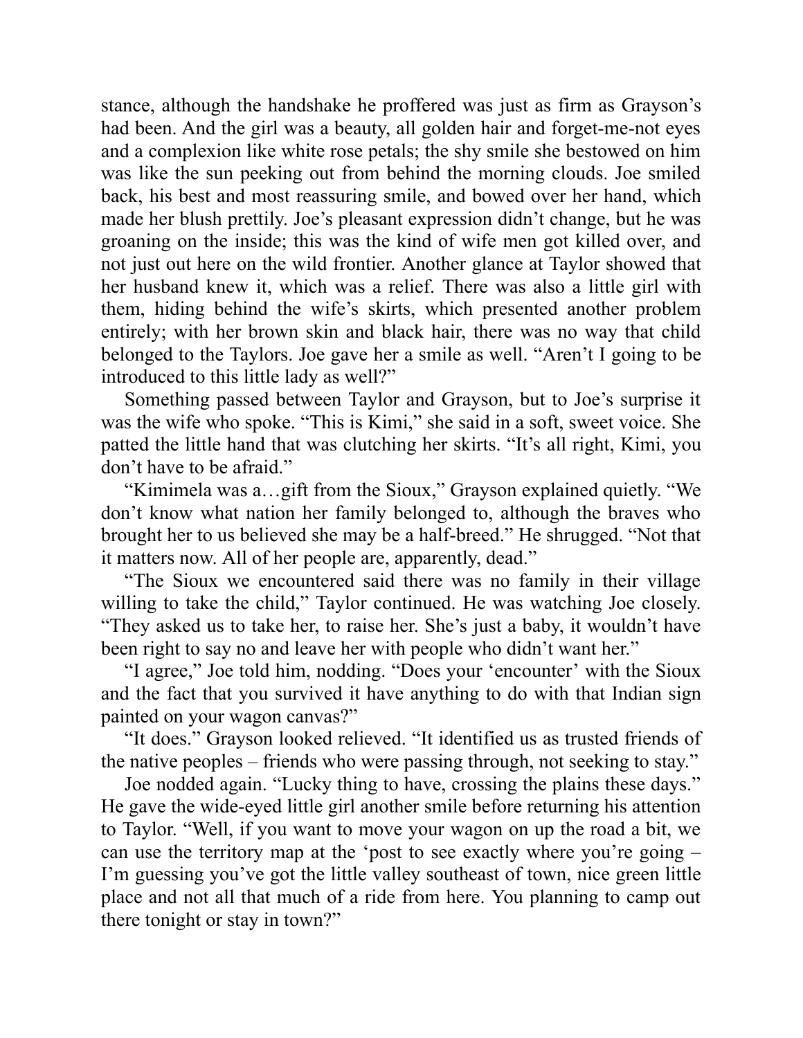stance, although the handshake he proffered was just as firm as Grayson's had been. And the girl was a beauty, all golden hair and forget-me-not eyes and a complexion like white rose petals; the shy smile she bestowed on him was like the sun peeking out from behind the morning clouds. Joe smiled back, his best and most reassuring smile, and bowed over her hand, which made her blush prettily. Joe's pleasant expression didn't change, but he was groaning on the inside; this was the kind of wife men got killed over, and not just out here on the wild frontier. Another glance at Taylor showed that her husband knew it, which was a relief. There was also a little girl with them, hiding behind the wife's skirts, which presented another problem entirely; with her brown skin and black hair, there was no way that child belonged to the Taylors. Joe gave her a smile as well. "Aren't I going to be introduced to this little lady as well?"

Something passed between Taylor and Grayson, but to Joe's surprise it was the wife who spoke. "This is Kimi," she said in a soft, sweet voice. She patted the little hand that was clutching her skirts. "It's all right, Kimi, you don't have to be afraid."

"Kimimela was a…gift from the Sioux," Grayson explained quietly. "We don't know what nation her family belonged to, although the braves who brought her to us believed she may be a half-breed." He shrugged. "Not that it matters now. All of her people are, apparently, dead."

"The Sioux we encountered said there was no family in their village willing to take the child," Taylor continued. He was watching Joe closely. "They asked us to take her, to raise her. She's just a baby, it wouldn't have been right to say no and leave her with people who didn't want her."

"I agree," Joe told him, nodding. "Does your 'encounter' with the Sioux and the fact that you survived it have anything to do with that Indian sign painted on your wagon canvas?"

"It does." Grayson looked relieved. "It identified us as trusted friends of the native peoples – friends who were passing through, not seeking to stay."

Joe nodded again. "Lucky thing to have, crossing the plains these days." He gave the wide-eyed little girl another smile before returning his attention to Taylor. "Well, if you want to move your wagon on up the road a bit, we can use the territory map at the 'post to see exactly where you're going – I'm guessing you've got the little valley southeast of town, nice green little place and not all that much of a ride from here. You planning to camp out there tonight or stay in town?"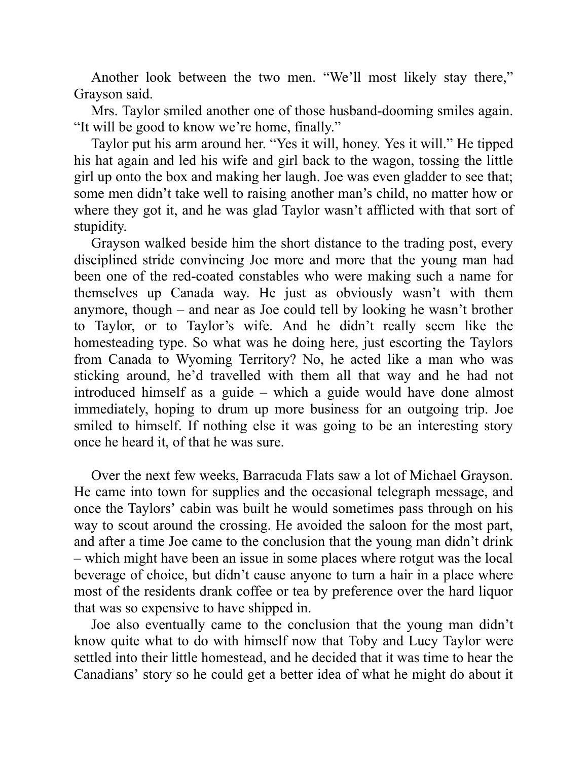Another look between the two men. “We’ll most likely stay there,” Grayson said.

Mrs. Taylor smiled another one of those husband-dooming smiles again. “It will be good to know we’re home, finally.”

Taylor put his arm around her. “Yes it will, honey. Yes it will.” He tipped his hat again and led his wife and girl back to the wagon, tossing the little girl up onto the box and making her laugh. Joe was even gladder to see that; some men didn’t take well to raising another man’s child, no matter how or where they got it, and he was glad Taylor wasn’t afflicted with that sort of stupidity.

Grayson walked beside him the short distance to the trading post, every disciplined stride convincing Joe more and more that the young man had been one of the red-coated constables who were making such a name for themselves up Canada way. He just as obviously wasn’t with them anymore, though – and near as Joe could tell by looking he wasn’t brother to Taylor, or to Taylor’s wife. And he didn’t really seem like the homesteading type. So what was he doing here, just escorting the Taylors from Canada to Wyoming Territory? No, he acted like a man who was sticking around, he’d travelled with them all that way and he had not introduced himself as a guide – which a guide would have done almost immediately, hoping to drum up more business for an outgoing trip. Joe smiled to himself. If nothing else it was going to be an interesting story once he heard it, of that he was sure.

Over the next few weeks, Barracuda Flats saw a lot of Michael Grayson. He came into town for supplies and the occasional telegraph message, and once the Taylors’ cabin was built he would sometimes pass through on his way to scout around the crossing. He avoided the saloon for the most part, and after a time Joe came to the conclusion that the young man didn’t drink – which might have been an issue in some places where rotgut was the local beverage of choice, but didn’t cause anyone to turn a hair in a place where most of the residents drank coffee or tea by preference over the hard liquor that was so expensive to have shipped in.

Joe also eventually came to the conclusion that the young man didn’t know quite what to do with himself now that Toby and Lucy Taylor were settled into their little homestead, and he decided that it was time to hear the Canadians’ story so he could get a better idea of what he might do about it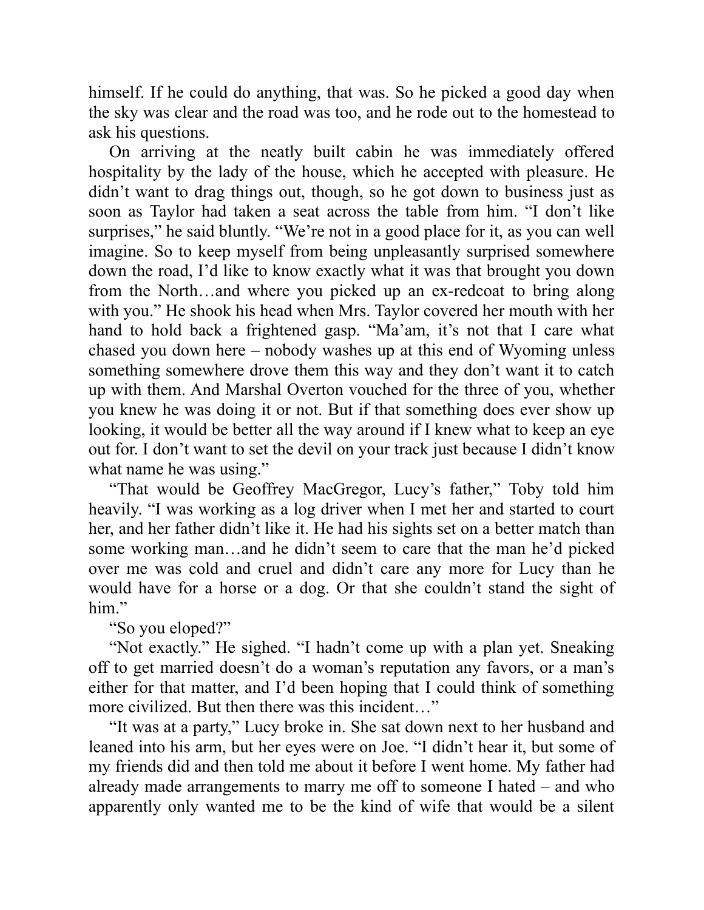himself. If he could do anything, that was. So he picked a good day when the sky was clear and the road was too, and he rode out to the homestead to ask his questions.

On arriving at the neatly built cabin he was immediately offered hospitality by the lady of the house, which he accepted with pleasure. He didn't want to drag things out, though, so he got down to business just as soon as Taylor had taken a seat across the table from him. "I don't like surprises," he said bluntly. "We're not in a good place for it, as you can well imagine. So to keep myself from being unpleasantly surprised somewhere down the road, I'd like to know exactly what it was that brought you down from the North…and where you picked up an ex-redcoat to bring along with you." He shook his head when Mrs. Taylor covered her mouth with her hand to hold back a frightened gasp. "Ma'am, it's not that I care what chased you down here – nobody washes up at this end of Wyoming unless something somewhere drove them this way and they don't want it to catch up with them. And Marshal Overton vouched for the three of you, whether you knew he was doing it or not. But if that something does ever show up looking, it would be better all the way around if I knew what to keep an eye out for. I don't want to set the devil on your track just because I didn't know what name he was using."

"That would be Geoffrey MacGregor, Lucy's father," Toby told him heavily. "I was working as a log driver when I met her and started to court her, and her father didn't like it. He had his sights set on a better match than some working man…and he didn't seem to care that the man he'd picked over me was cold and cruel and didn't care any more for Lucy than he would have for a horse or a dog. Or that she couldn't stand the sight of him."

"So you eloped?"

"Not exactly." He sighed. "I hadn't come up with a plan yet. Sneaking off to get married doesn't do a woman's reputation any favors, or a man's either for that matter, and I'd been hoping that I could think of something more civilized. But then there was this incident…"

"It was at a party," Lucy broke in. She sat down next to her husband and leaned into his arm, but her eyes were on Joe. "I didn't hear it, but some of my friends did and then told me about it before I went home. My father had already made arrangements to marry me off to someone I hated – and who apparently only wanted me to be the kind of wife that would be a silent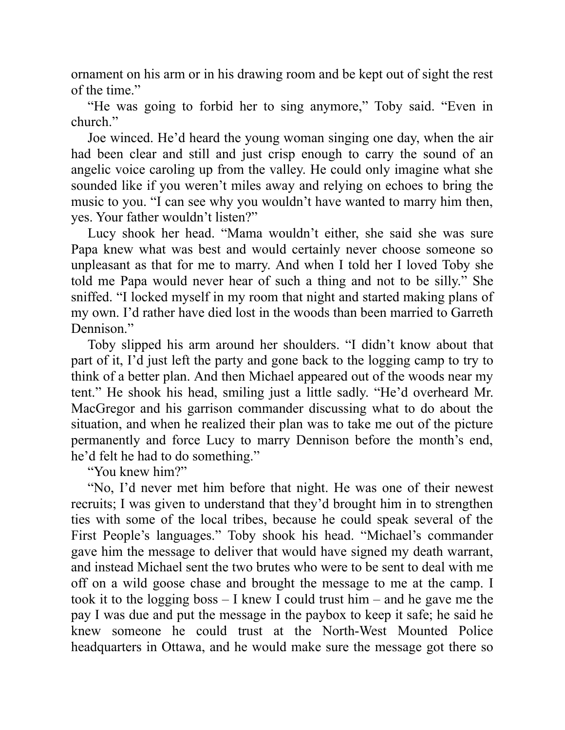ornament on his arm or in his drawing room and be kept out of sight the rest of the time."

"He was going to forbid her to sing anymore," Toby said. "Even in church."

Joe winced. He'd heard the young woman singing one day, when the air had been clear and still and just crisp enough to carry the sound of an angelic voice caroling up from the valley. He could only imagine what she sounded like if you weren't miles away and relying on echoes to bring the music to you. "I can see why you wouldn't have wanted to marry him then, yes. Your father wouldn't listen?"

Lucy shook her head. "Mama wouldn't either, she said she was sure Papa knew what was best and would certainly never choose someone so unpleasant as that for me to marry. And when I told her I loved Toby she told me Papa would never hear of such a thing and not to be silly." She sniffed. "I locked myself in my room that night and started making plans of my own. I'd rather have died lost in the woods than been married to Garreth Dennison."

Toby slipped his arm around her shoulders. "I didn't know about that part of it, I'd just left the party and gone back to the logging camp to try to think of a better plan. And then Michael appeared out of the woods near my tent." He shook his head, smiling just a little sadly. "He'd overheard Mr. MacGregor and his garrison commander discussing what to do about the situation, and when he realized their plan was to take me out of the picture permanently and force Lucy to marry Dennison before the month's end, he'd felt he had to do something."

"You knew him?"

"No, I'd never met him before that night. He was one of their newest recruits; I was given to understand that they'd brought him in to strengthen ties with some of the local tribes, because he could speak several of the First People's languages." Toby shook his head. "Michael's commander gave him the message to deliver that would have signed my death warrant, and instead Michael sent the two brutes who were to be sent to deal with me off on a wild goose chase and brought the message to me at the camp. I took it to the logging boss – I knew I could trust him – and he gave me the pay I was due and put the message in the paybox to keep it safe; he said he knew someone he could trust at the North-West Mounted Police headquarters in Ottawa, and he would make sure the message got there so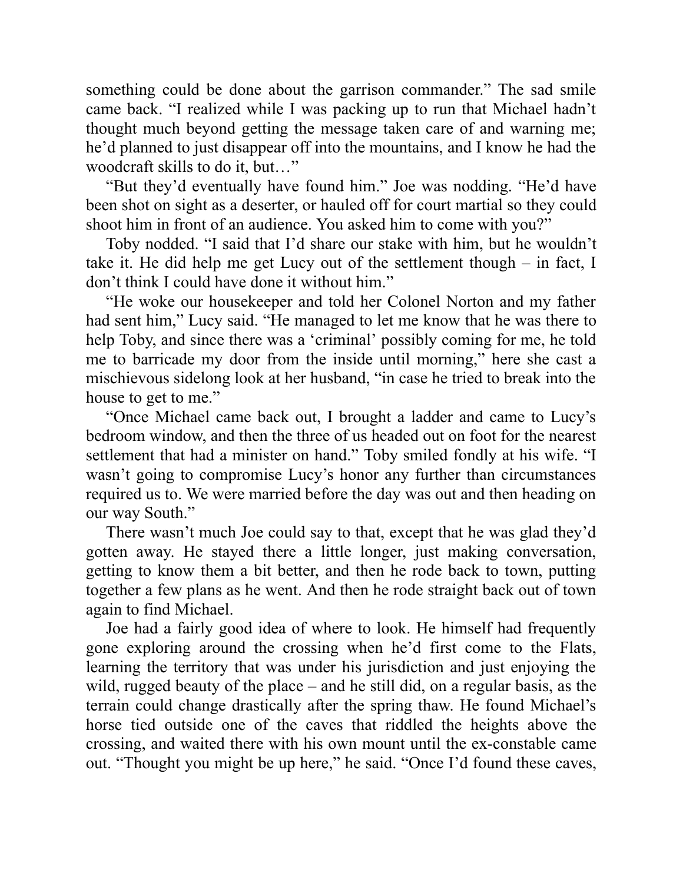something could be done about the garrison commander." The sad smile came back. "I realized while I was packing up to run that Michael hadn't thought much beyond getting the message taken care of and warning me; he'd planned to just disappear off into the mountains, and I know he had the woodcraft skills to do it, but…"

"But they'd eventually have found him." Joe was nodding. "He'd have been shot on sight as a deserter, or hauled off for court martial so they could shoot him in front of an audience. You asked him to come with you?"

Toby nodded. "I said that I'd share our stake with him, but he wouldn't take it. He did help me get Lucy out of the settlement though – in fact, I don't think I could have done it without him."

"He woke our housekeeper and told her Colonel Norton and my father had sent him," Lucy said. "He managed to let me know that he was there to help Toby, and since there was a 'criminal' possibly coming for me, he told me to barricade my door from the inside until morning," here she cast a mischievous sidelong look at her husband, "in case he tried to break into the house to get to me."

"Once Michael came back out, I brought a ladder and came to Lucy's bedroom window, and then the three of us headed out on foot for the nearest settlement that had a minister on hand." Toby smiled fondly at his wife. "I wasn't going to compromise Lucy's honor any further than circumstances required us to. We were married before the day was out and then heading on our way South."

There wasn't much Joe could say to that, except that he was glad they'd gotten away. He stayed there a little longer, just making conversation, getting to know them a bit better, and then he rode back to town, putting together a few plans as he went. And then he rode straight back out of town again to find Michael.

Joe had a fairly good idea of where to look. He himself had frequently gone exploring around the crossing when he'd first come to the Flats, learning the territory that was under his jurisdiction and just enjoying the wild, rugged beauty of the place – and he still did, on a regular basis, as the terrain could change drastically after the spring thaw. He found Michael's horse tied outside one of the caves that riddled the heights above the crossing, and waited there with his own mount until the ex-constable came out. "Thought you might be up here," he said. "Once I'd found these caves,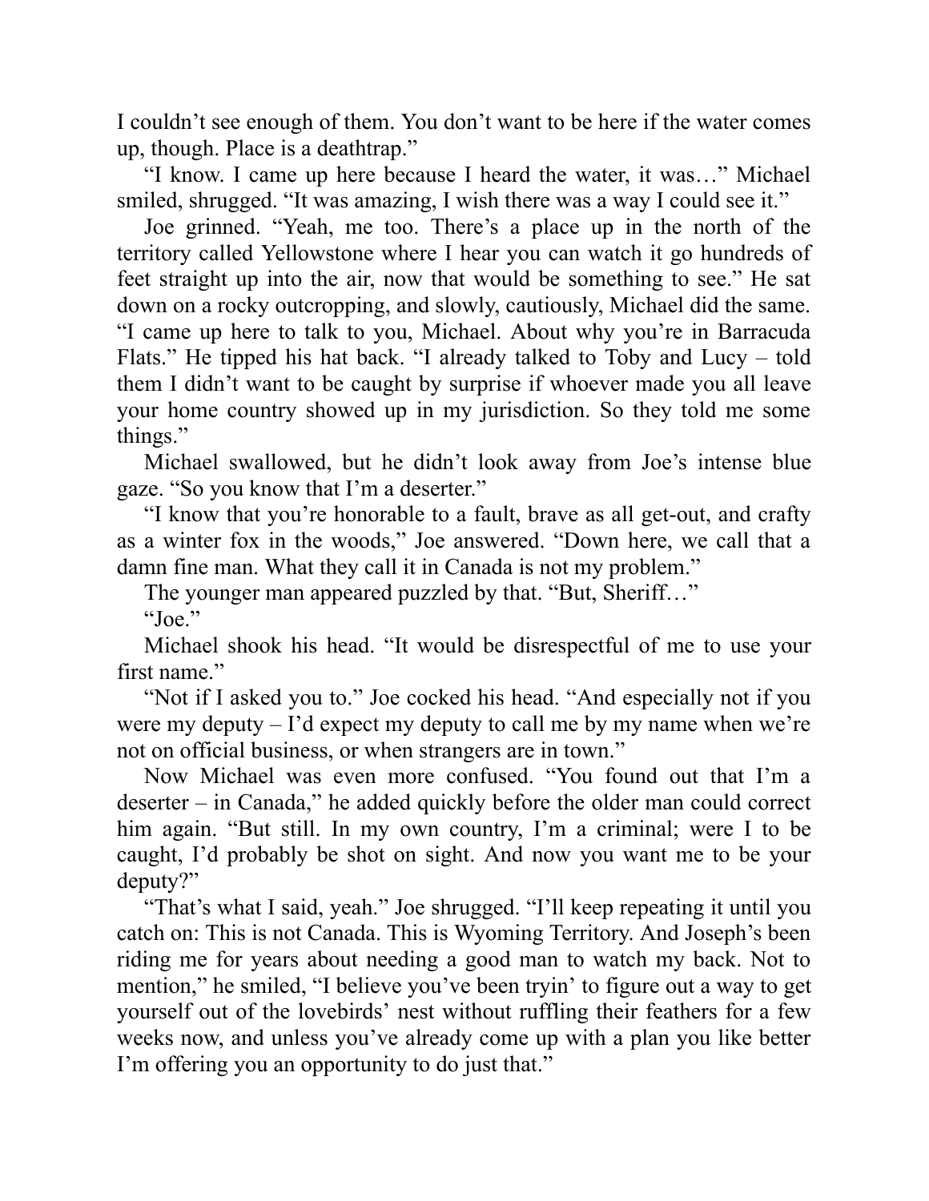I couldn't see enough of them. You don't want to be here if the water comes up, though. Place is a deathtrap."

"I know. I came up here because I heard the water, it was…" Michael smiled, shrugged. "It was amazing, I wish there was a way I could see it."

Joe grinned. "Yeah, me too. There's a place up in the north of the territory called Yellowstone where I hear you can watch it go hundreds of feet straight up into the air, now that would be something to see." He sat down on a rocky outcropping, and slowly, cautiously, Michael did the same. "I came up here to talk to you, Michael. About why you're in Barracuda Flats." He tipped his hat back. "I already talked to Toby and Lucy – told them I didn't want to be caught by surprise if whoever made you all leave your home country showed up in my jurisdiction. So they told me some things."

Michael swallowed, but he didn't look away from Joe's intense blue gaze. "So you know that I'm a deserter."

"I know that you're honorable to a fault, brave as all get-out, and crafty as a winter fox in the woods," Joe answered. "Down here, we call that a damn fine man. What they call it in Canada is not my problem."

The younger man appeared puzzled by that. "But, Sheriff…"

"Joe."

Michael shook his head. "It would be disrespectful of me to use your first name."

"Not if I asked you to." Joe cocked his head. "And especially not if you were my deputy – I'd expect my deputy to call me by my name when we're not on official business, or when strangers are in town."

Now Michael was even more confused. "You found out that I'm a deserter – in Canada," he added quickly before the older man could correct him again. "But still. In my own country, I'm a criminal; were I to be caught, I'd probably be shot on sight. And now you want me to be your deputy?"

"That's what I said, yeah." Joe shrugged. "I'll keep repeating it until you catch on: This is not Canada. This is Wyoming Territory. And Joseph's been riding me for years about needing a good man to watch my back. Not to mention," he smiled, "I believe you've been tryin' to figure out a way to get yourself out of the lovebirds' nest without ruffling their feathers for a few weeks now, and unless you've already come up with a plan you like better I'm offering you an opportunity to do just that."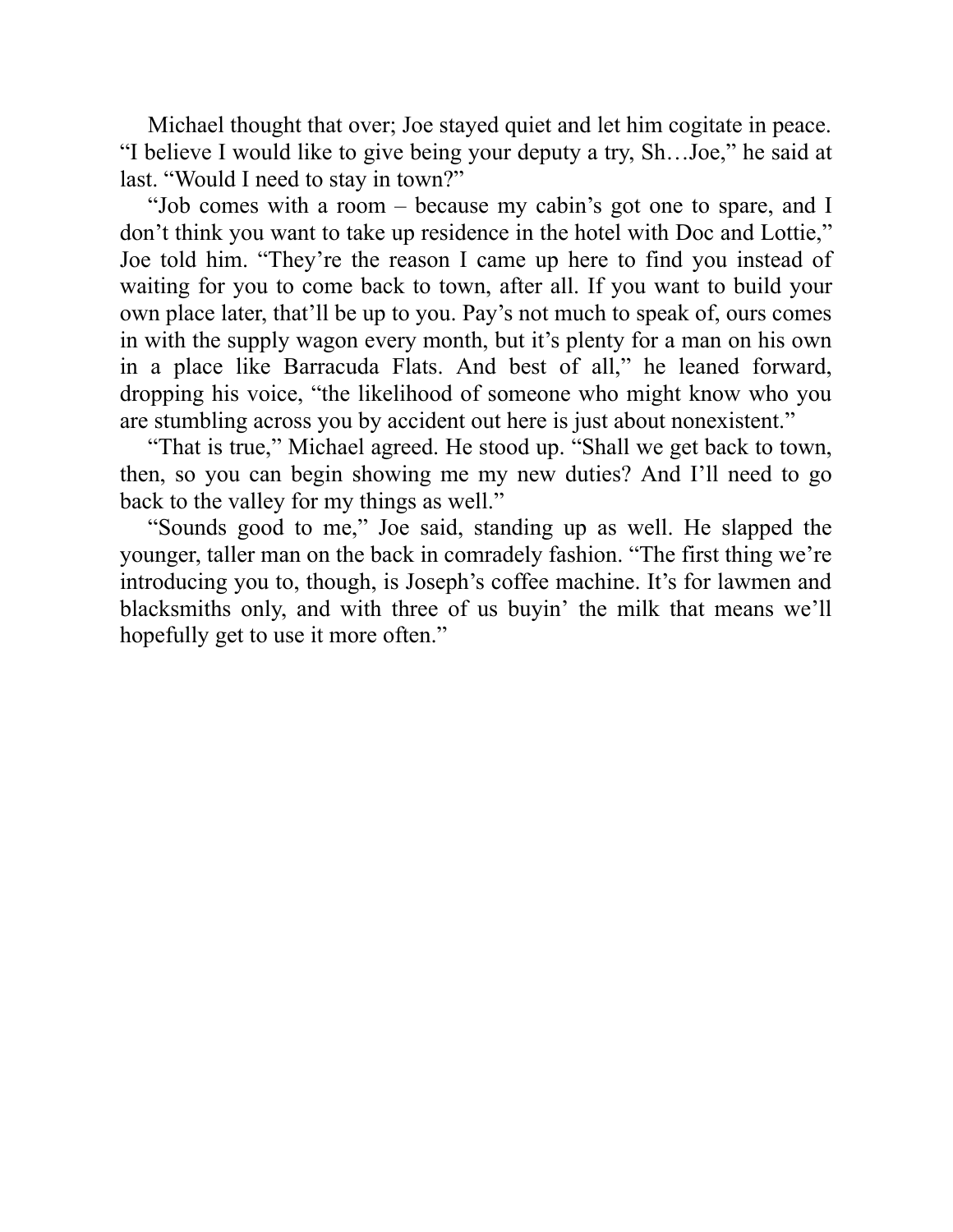Michael thought that over; Joe stayed quiet and let him cogitate in peace. “I believe I would like to give being your deputy a try, Sh…Joe,” he said at last. “Would I need to stay in town?”

“Job comes with a room – because my cabin’s got one to spare, and I don’t think you want to take up residence in the hotel with Doc and Lottie,” Joe told him. “They’re the reason I came up here to find you instead of waiting for you to come back to town, after all. If you want to build your own place later, that’ll be up to you. Pay’s not much to speak of, ours comes in with the supply wagon every month, but it’s plenty for a man on his own in a place like Barracuda Flats. And best of all,” he leaned forward, dropping his voice, “the likelihood of someone who might know who you are stumbling across you by accident out here is just about nonexistent.”

“That is true,” Michael agreed. He stood up. “Shall we get back to town, then, so you can begin showing me my new duties? And I’ll need to go back to the valley for my things as well.”

“Sounds good to me,” Joe said, standing up as well. He slapped the younger, taller man on the back in comradely fashion. “The first thing we’re introducing you to, though, is Joseph’s coffee machine. It’s for lawmen and blacksmiths only, and with three of us buyin’ the milk that means we’ll hopefully get to use it more often.”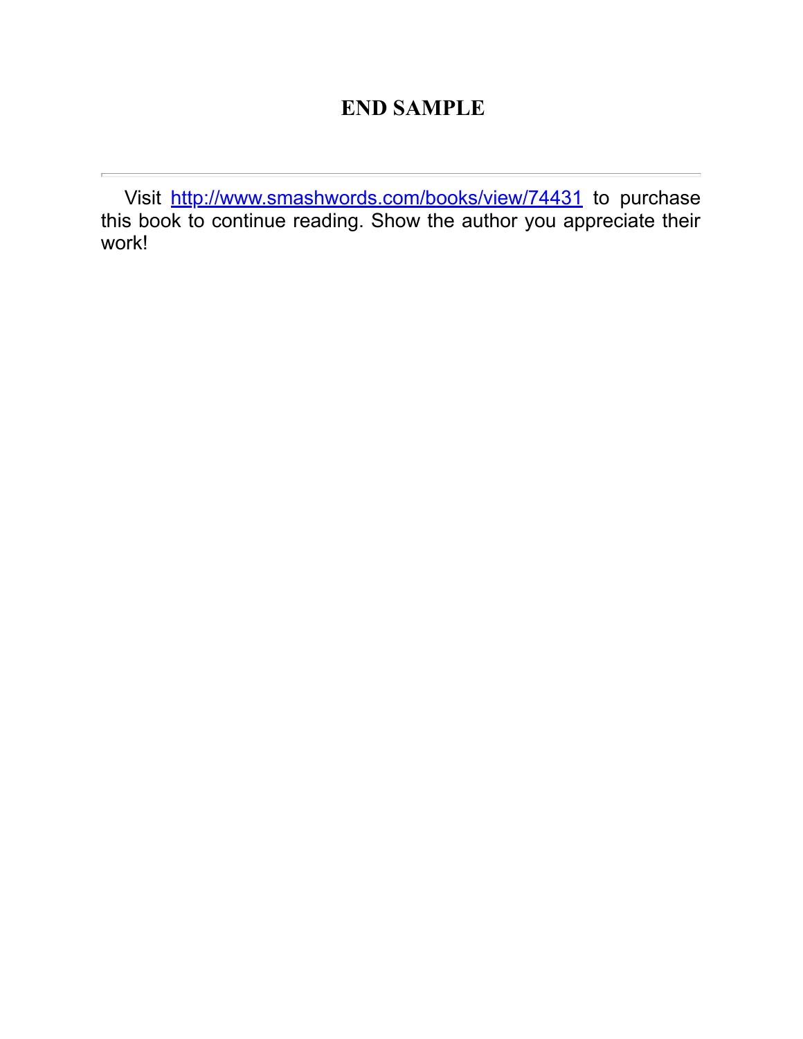# END SAMPLE

---

Visit http://www.smashwords.com/books/view/74431 to purchase this book to continue reading. Show the author you appreciate their work!